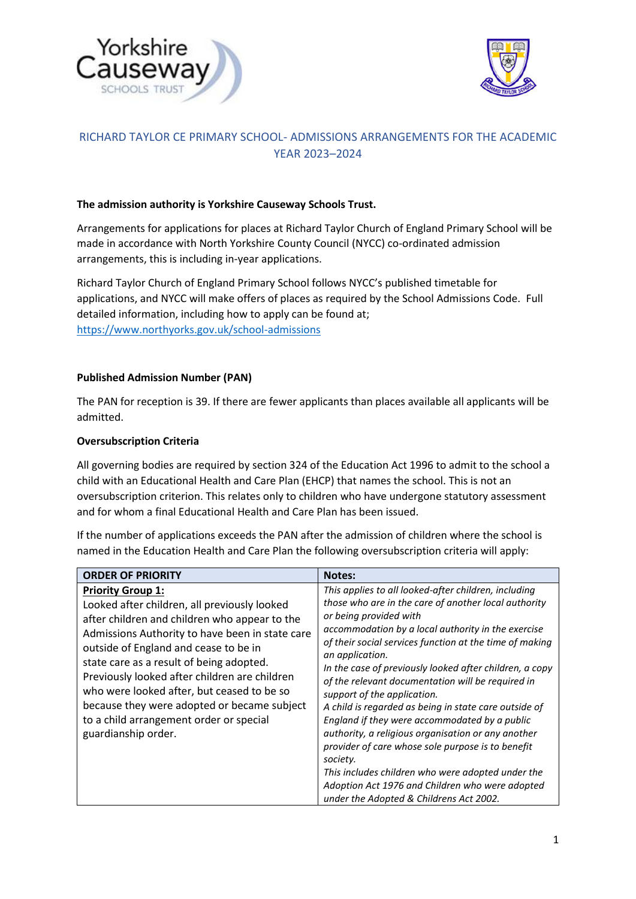# RICHARD TAYLOR CE PRIMARY SCHOOL- ADMISSIONS ARRANGEMENTS FOR THE ACADEMIC YEAR 2023–2024

**The admission authority is Yorkshire Causeway Schools Trust.**

Arrangements for applications for places at Richard Taylor Church of England Primary School will be made in accordance with North Yorkshire County Council (NYCC) co-ordinated admission arrangements, this is including in-year applications.

Richard Taylor Church of England Primary School follows NYCC's published timetable for applications, and NYCC will make offers of places as required by the School Admissions Code. Full detailed information, including how to apply can be found at; https://www.northyorks.gov.uk/school-admissions

**Published Admission Number (PAN)**

The PAN for reception is 39. If there are fewer applicants than places available all applicants will be admitted.

**Oversubscription Criteria**

All governing bodies are required by section 324 of the Education Act 1996 to admit to the school a child with an Educational Health and Care Plan (EHCP) that names the school. This is not an oversubscription criterion. This relates only to children who have undergone statutory assessment and for whom a final Educational Health and Care Plan has been issued.

If the number of applications exceeds the PAN after the admission of children where the school is named in the Education Health and Care Plan the following oversubscription criteria will apply:

| ORDER OF PRIORITY | Notes: |
|---|---|
| **Priority Group 1:**<br>Looked after children, all previously looked after children and children who appear to the Admissions Authority to have been in state care outside of England and cease to be in state care as a result of being adopted. Previously looked after children are children who were looked after, but ceased to be so because they were adopted or became subject to a child arrangement order or special guardianship order. | *This applies to all looked-after children, including those who are in the care of another local authority or being provided with accommodation by a local authority in the exercise of their social services function at the time of making an application.*<br>*In the case of previously looked after children, a copy of the relevant documentation will be required in support of the application.*<br>*A child is regarded as being in state care outside of England if they were accommodated by a public authority, a religious organisation or any another provider of care whose sole purpose is to benefit society.*<br>*This includes children who were adopted under the Adoption Act 1976 and Children who were adopted under the Adopted & Childrens Act 2002.* |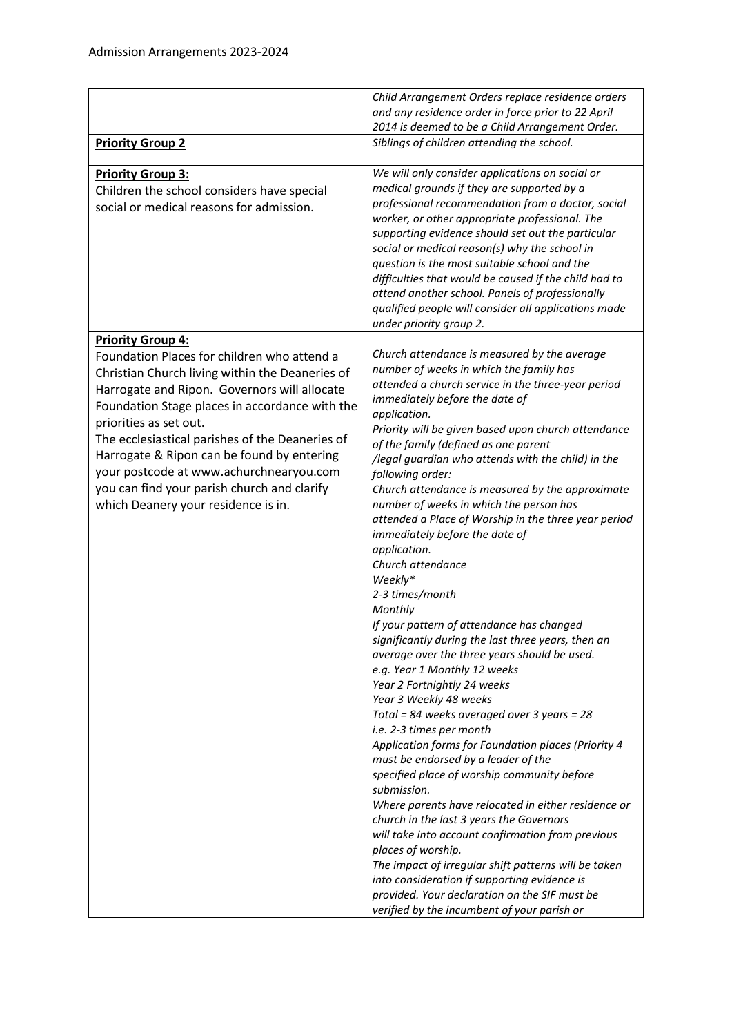Admission Arrangements 2023-2024

| | |
|---|---|
| | *Child Arrangement Orders replace residence orders and any residence order in force prior to 22 April 2014 is deemed to be a Child Arrangement Order.* |
| **Priority Group 2** | *Siblings of children attending the school.* |
| **Priority Group 3:** Children the school considers have special social or medical reasons for admission. | *We will only consider applications on social or medical grounds if they are supported by a professional recommendation from a doctor, social worker, or other appropriate professional. The supporting evidence should set out the particular social or medical reason(s) why the school in question is the most suitable school and the difficulties that would be caused if the child had to attend another school. Panels of professionally qualified people will consider all applications made under priority group 2.* |
| **Priority Group 4:** Foundation Places for children who attend a Christian Church living within the Deaneries of Harrogate and Ripon. Governors will allocate Foundation Stage places in accordance with the priorities as set out. The ecclesiastical parishes of the Deaneries of Harrogate & Ripon can be found by entering your postcode at www.achurchnearyou.com you can find your parish church and clarify which Deanery your residence is in. | *Church attendance is measured by the average number of weeks in which the family has attended a church service in the three-year period immediately before the date of application.* <br> *Priority will be given based upon church attendance of the family (defined as one parent /legal guardian who attends with the child) in the following order:* <br> *Church attendance is measured by the approximate number of weeks in which the person has attended a Place of Worship in the three year period immediately before the date of application.* <br> *Church attendance* <br> *Weekly** <br> *2-3 times/month* <br> *Monthly* <br> *If your pattern of attendance has changed significantly during the last three years, then an average over the three years should be used.* <br> *e.g. Year 1 Monthly 12 weeks* <br> *Year 2 Fortnightly 24 weeks* <br> *Year 3 Weekly 48 weeks* <br> *Total = 84 weeks averaged over 3 years = 28* <br> *i.e. 2-3 times per month* <br> *Application forms for Foundation places (Priority 4 must be endorsed by a leader of the specified place of worship community before submission.* <br> *Where parents have relocated in either residence or church in the last 3 years the Governors will take into account confirmation from previous places of worship.* <br> *The impact of irregular shift patterns will be taken into consideration if supporting evidence is provided. Your declaration on the SIF must be verified by the incumbent of your parish or* |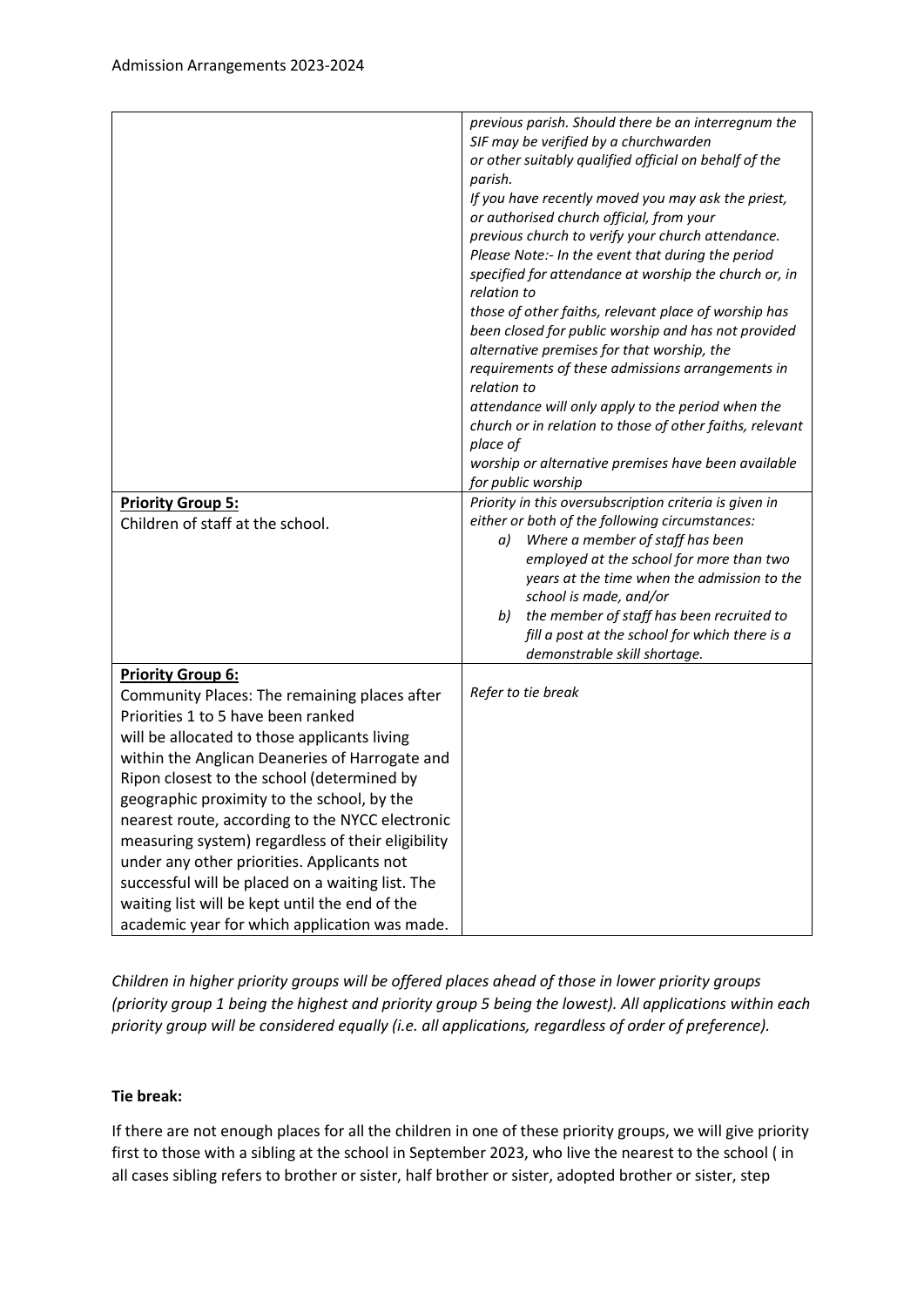| | |
|---|---|
| | *previous parish. Should there be an interregnum the SIF may be verified by a churchwarden or other suitably qualified official on behalf of the parish.*<br>*If you have recently moved you may ask the priest, or authorised church official, from your previous church to verify your church attendance.*<br>*Please Note:- In the event that during the period specified for attendance at worship the church or, in relation to those of other faiths, relevant place of worship has been closed for public worship and has not provided alternative premises for that worship, the requirements of these admissions arrangements in relation to attendance will only apply to the period when the church or in relation to those of other faiths, relevant place of worship or alternative premises have been available for public worship* |
| **Priority Group 5:**<br>Children of staff at the school. | *Priority in this oversubscription criteria is given in either or both of the following circumstances:*<br>*a) Where a member of staff has been employed at the school for more than two years at the time when the admission to the school is made, and/or*<br>*b) the member of staff has been recruited to fill a post at the school for which there is a demonstrable skill shortage.* |
| **Priority Group 6:**<br>Community Places: The remaining places after Priorities 1 to 5 have been ranked will be allocated to those applicants living within the Anglican Deaneries of Harrogate and Ripon closest to the school (determined by geographic proximity to the school, by the nearest route, according to the NYCC electronic measuring system) regardless of their eligibility under any other priorities. Applicants not successful will be placed on a waiting list. The waiting list will be kept until the end of the academic year for which application was made. | *Refer to tie break* |

*Children in higher priority groups will be offered places ahead of those in lower priority groups (priority group 1 being the highest and priority group 5 being the lowest). All applications within each priority group will be considered equally (i.e. all applications, regardless of order of preference).*

**Tie break:**

If there are not enough places for all the children in one of these priority groups, we will give priority first to those with a sibling at the school in September 2023, who live the nearest to the school ( in all cases sibling refers to brother or sister, half brother or sister, adopted brother or sister, step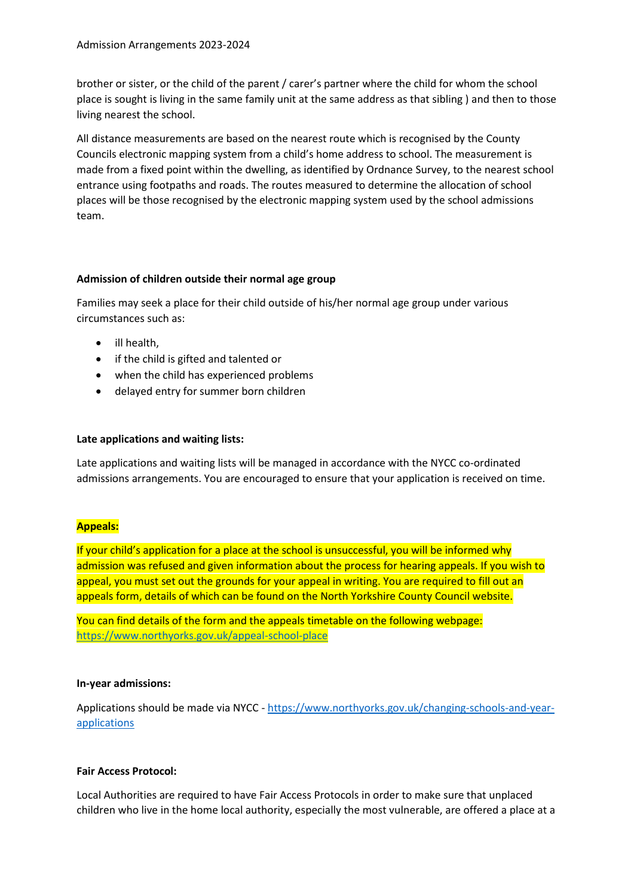brother or sister, or the child of the parent / carer's partner where the child for whom the school place is sought is living in the same family unit at the same address as that sibling ) and then to those living nearest the school.

All distance measurements are based on the nearest route which is recognised by the County Councils electronic mapping system from a child's home address to school. The measurement is made from a fixed point within the dwelling, as identified by Ordnance Survey, to the nearest school entrance using footpaths and roads. The routes measured to determine the allocation of school places will be those recognised by the electronic mapping system used by the school admissions team.

**Admission of children outside their normal age group**

Families may seek a place for their child outside of his/her normal age group under various circumstances such as:

- ill health,
- if the child is gifted and talented or
- when the child has experienced problems
- delayed entry for summer born children

**Late applications and waiting lists:**

Late applications and waiting lists will be managed in accordance with the NYCC co-ordinated admissions arrangements. You are encouraged to ensure that your application is received on time.

**Appeals:**

If your child's application for a place at the school is unsuccessful, you will be informed why admission was refused and given information about the process for hearing appeals. If you wish to appeal, you must set out the grounds for your appeal in writing. You are required to fill out an appeals form, details of which can be found on the North Yorkshire County Council website.

You can find details of the form and the appeals timetable on the following webpage: https://www.northyorks.gov.uk/appeal-school-place

**In-year admissions:**

Applications should be made via NYCC - https://www.northyorks.gov.uk/changing-schools-and-year-applications

**Fair Access Protocol:**

Local Authorities are required to have Fair Access Protocols in order to make sure that unplaced children who live in the home local authority, especially the most vulnerable, are offered a place at a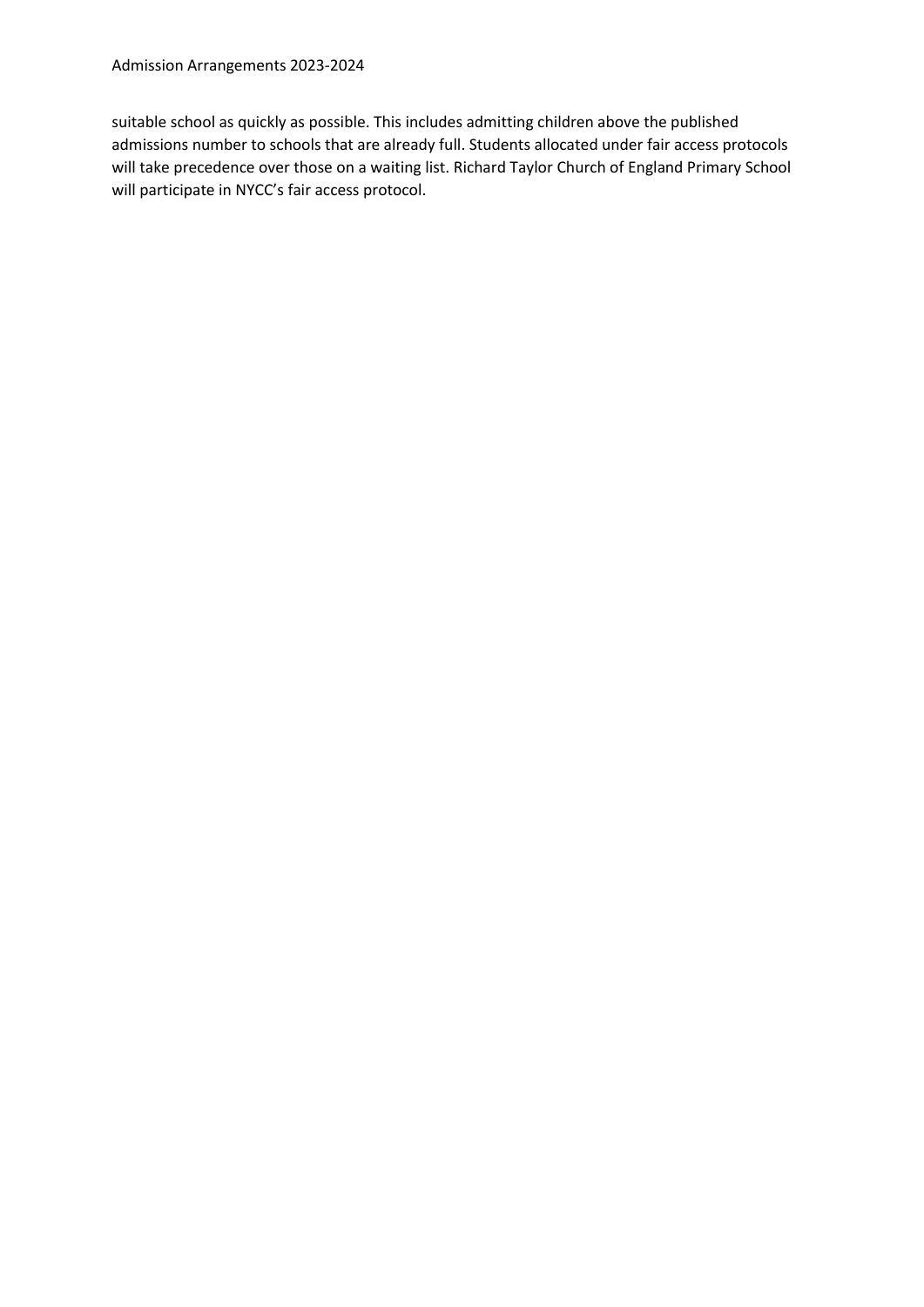suitable school as quickly as possible. This includes admitting children above the published admissions number to schools that are already full. Students allocated under fair access protocols will take precedence over those on a waiting list. Richard Taylor Church of England Primary School will participate in NYCC's fair access protocol.